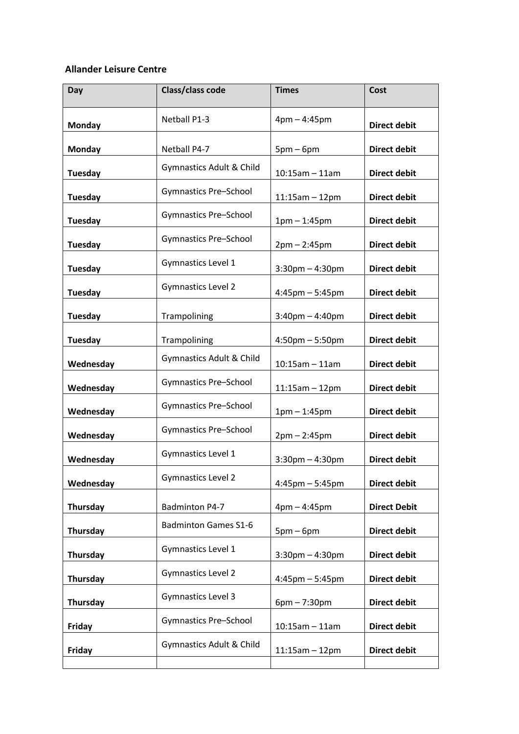**Allander Leisure Centre**

| Day | Class/class code | Times | Cost |
|---|---|---|---|
| **Monday** | Netball P1-3 | 4pm – 4:45pm | **Direct debit** |
| **Monday** | Netball P4-7 | 5pm – 6pm | **Direct debit** |
| **Tuesday** | Gymnastics Adult & Child | 10:15am – 11am | **Direct debit** |
| **Tuesday** | Gymnastics Pre–School | 11:15am – 12pm | **Direct debit** |
| **Tuesday** | Gymnastics Pre–School | 1pm – 1:45pm | **Direct debit** |
| **Tuesday** | Gymnastics Pre–School | 2pm – 2:45pm | **Direct debit** |
| **Tuesday** | Gymnastics Level 1 | 3:30pm – 4:30pm | **Direct debit** |
| **Tuesday** | Gymnastics Level 2 | 4:45pm – 5:45pm | **Direct debit** |
| **Tuesday** | Trampolining | 3:40pm – 4:40pm | **Direct debit** |
| **Tuesday** | Trampolining | 4:50pm – 5:50pm | **Direct debit** |
| **Wednesday** | Gymnastics Adult & Child | 10:15am – 11am | **Direct debit** |
| **Wednesday** | Gymnastics Pre–School | 11:15am – 12pm | **Direct debit** |
| **Wednesday** | Gymnastics Pre–School | 1pm – 1:45pm | **Direct debit** |
| **Wednesday** | Gymnastics Pre–School | 2pm – 2:45pm | **Direct debit** |
| **Wednesday** | Gymnastics Level 1 | 3:30pm – 4:30pm | **Direct debit** |
| **Wednesday** | Gymnastics Level 2 | 4:45pm – 5:45pm | **Direct debit** |
| **Thursday** | Badminton P4-7 | 4pm – 4:45pm | **Direct Debit** |
| **Thursday** | Badminton Games S1-6 | 5pm – 6pm | **Direct debit** |
| **Thursday** | Gymnastics Level 1 | 3:30pm – 4:30pm | **Direct debit** |
| **Thursday** | Gymnastics Level 2 | 4:45pm – 5:45pm | **Direct debit** |
| **Thursday** | Gymnastics Level 3 | 6pm – 7:30pm | **Direct debit** |
| **Friday** | Gymnastics Pre–School | 10:15am – 11am | **Direct debit** |
| **Friday** | Gymnastics Adult & Child | 11:15am – 12pm | **Direct debit** |
| | | | |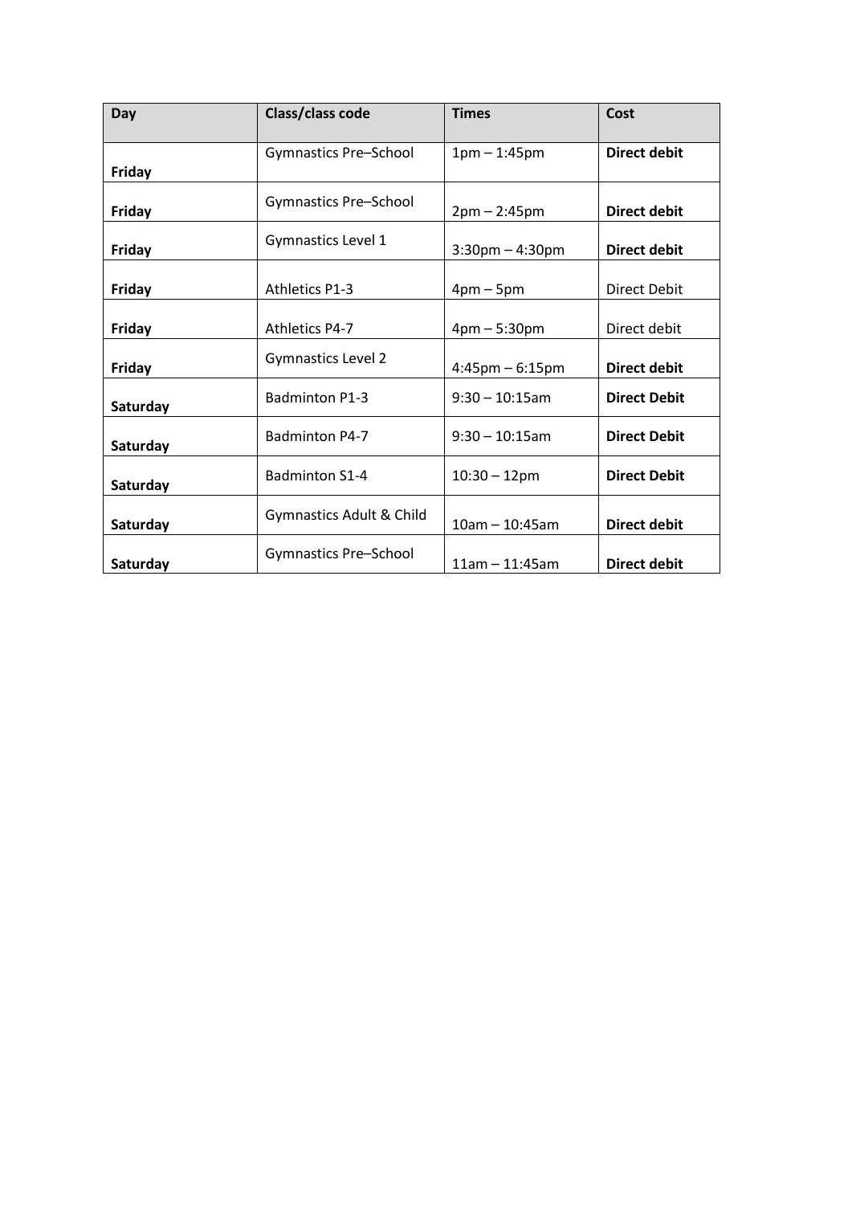| Day | Class/class code | Times | Cost |
|---|---|---|---|
| **Friday** | Gymnastics Pre–School | 1pm – 1:45pm | **Direct debit** |
| **Friday** | Gymnastics Pre–School | 2pm – 2:45pm | **Direct debit** |
| **Friday** | Gymnastics Level 1 | 3:30pm – 4:30pm | **Direct debit** |
| **Friday** | Athletics P1-3 | 4pm – 5pm | Direct Debit |
| **Friday** | Athletics P4-7 | 4pm – 5:30pm | Direct debit |
| **Friday** | Gymnastics Level 2 | 4:45pm – 6:15pm | **Direct debit** |
| **Saturday** | Badminton P1-3 | 9:30 – 10:15am | **Direct Debit** |
| **Saturday** | Badminton P4-7 | 9:30 – 10:15am | **Direct Debit** |
| **Saturday** | Badminton S1-4 | 10:30 – 12pm | **Direct Debit** |
| **Saturday** | Gymnastics Adult & Child | 10am – 10:45am | **Direct debit** |
| **Saturday** | Gymnastics Pre–School | 11am – 11:45am | **Direct debit** |